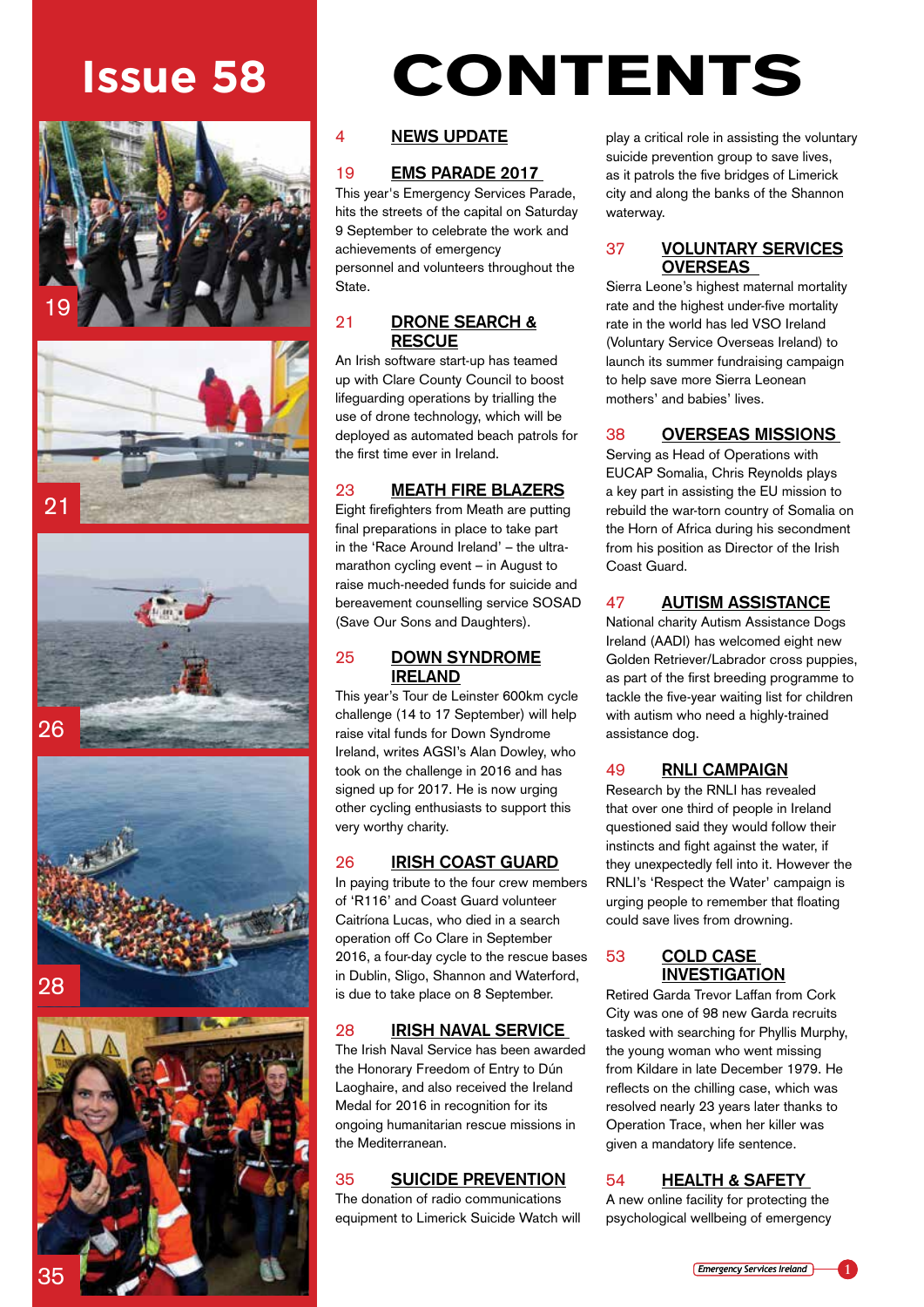# Issue 58

# CONTENTS

## 4 NEWS UPDATE

## 19 EMS PARADE 2017

This year's Emergency Services Parade, hits the streets of the capital on Saturday 9 September to celebrate the work and achievements of emergency personnel and volunteers throughout the State.

## 21 DRONE SEARCH & RESCUE

An Irish software start-up has teamed up with Clare County Council to boost lifeguarding operations by trialling the use of drone technology, which will be deployed as automated beach patrols for the first time ever in Ireland.

## 23 MEATH FIRE BLAZERS

Eight firefighters from Meath are putting final preparations in place to take part in the 'Race Around Ireland' – the ultra-marathon cycling event – in August to raise much-needed funds for suicide and bereavement counselling service SOSAD (Save Our Sons and Daughters).

## 25 DOWN SYNDROME IRELAND

This year's Tour de Leinster 600km cycle challenge (14 to 17 September) will help raise vital funds for Down Syndrome Ireland, writes AGSI's Alan Dowley, who took on the challenge in 2016 and has signed up for 2017. He is now urging other cycling enthusiasts to support this very worthy charity.

## 26 IRISH COAST GUARD

In paying tribute to the four crew members of 'R116' and Coast Guard volunteer Caitríona Lucas, who died in a search operation off Co Clare in September 2016, a four-day cycle to the rescue bases in Dublin, Sligo, Shannon and Waterford, is due to take place on 8 September.

## 28 IRISH NAVAL SERVICE

The Irish Naval Service has been awarded the Honorary Freedom of Entry to Dún Laoghaire, and also received the Ireland Medal for 2016 in recognition for its ongoing humanitarian rescue missions in the Mediterranean.

## 35 SUICIDE PREVENTION

The donation of radio communications equipment to Limerick Suicide Watch will play a critical role in assisting the voluntary suicide prevention group to save lives, as it patrols the five bridges of Limerick city and along the banks of the Shannon waterway.

## 37 VOLUNTARY SERVICES OVERSEAS

Sierra Leone's highest maternal mortality rate and the highest under-five mortality rate in the world has led VSO Ireland (Voluntary Service Overseas Ireland) to launch its summer fundraising campaign to help save more Sierra Leonean mothers' and babies' lives.

## 38 OVERSEAS MISSIONS

Serving as Head of Operations with EUCAP Somalia, Chris Reynolds plays a key part in assisting the EU mission to rebuild the war-torn country of Somalia on the Horn of Africa during his secondment from his position as Director of the Irish Coast Guard.

## 47 AUTISM ASSISTANCE

National charity Autism Assistance Dogs Ireland (AADI) has welcomed eight new Golden Retriever/Labrador cross puppies, as part of the first breeding programme to tackle the five-year waiting list for children with autism who need a highly-trained assistance dog.

## 49 RNLI CAMPAIGN

Research by the RNLI has revealed that over one third of people in Ireland questioned said they would follow their instincts and fight against the water, if they unexpectedly fell into it. However the RNLI's 'Respect the Water' campaign is urging people to remember that floating could save lives from drowning.

## 53 COLD CASE INVESTIGATION

Retired Garda Trevor Laffan from Cork City was one of 98 new Garda recruits tasked with searching for Phyllis Murphy, the young woman who went missing from Kildare in late December 1979. He reflects on the chilling case, which was resolved nearly 23 years later thanks to Operation Trace, when her killer was given a mandatory life sentence.

## 54 HEALTH & SAFETY

A new online facility for protecting the psychological wellbeing of emergency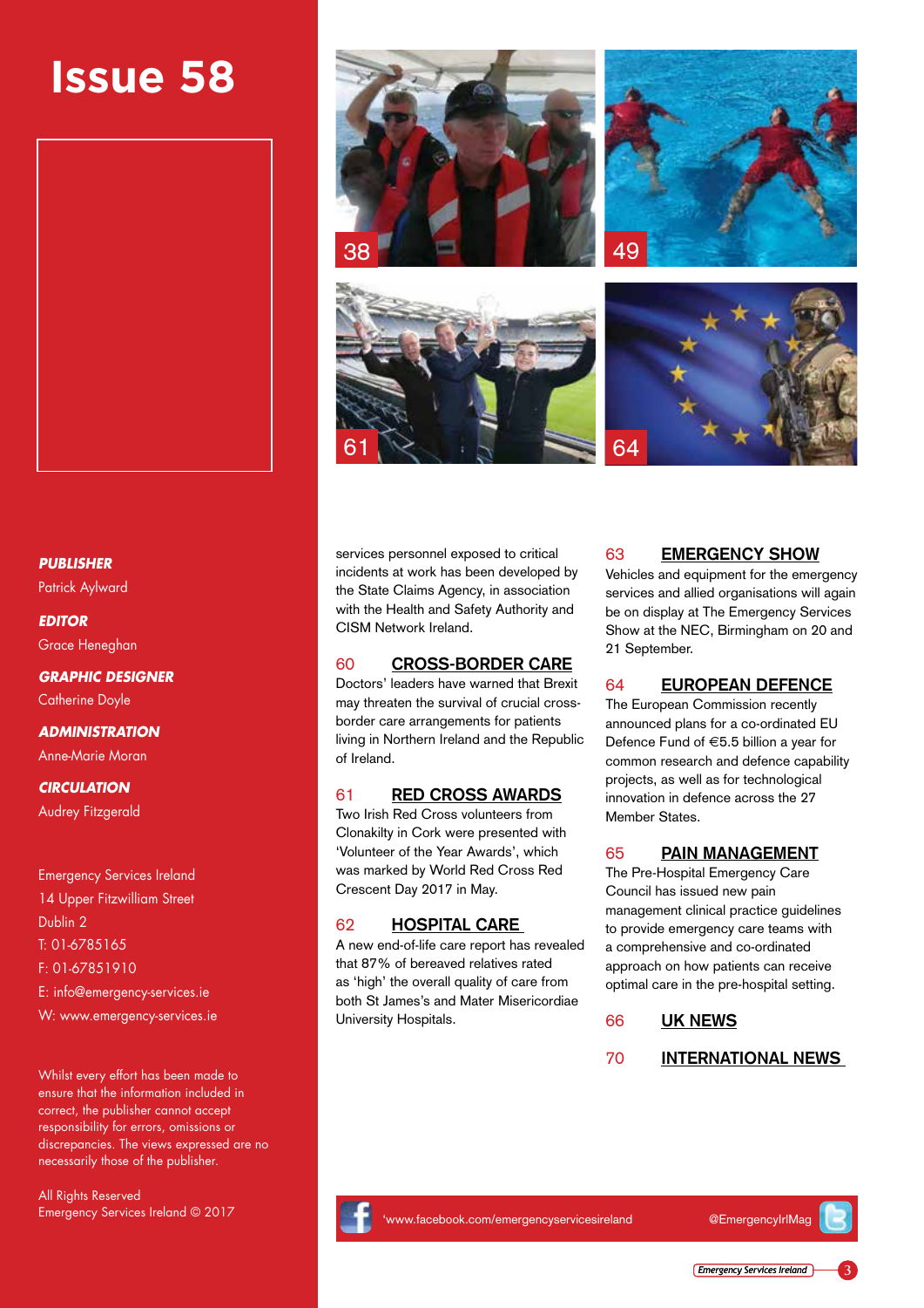# Issue 58

38

49

61

64

***PUBLISHER***
Patrick Aylward

***EDITOR***
Grace Heneghan

***GRAPHIC DESIGNER***
Catherine Doyle

***ADMINISTRATION***
Anne-Marie Moran

***CIRCULATION***
Audrey Fitzgerald

Emergency Services Ireland
14 Upper Fitzwilliam Street
Dublin 2
T: 01-6785165
F: 01-67851910
E: info@emergency-services.ie
W: www.emergency-services.ie

Whilst every effort has been made to ensure that the information included in correct, the publisher cannot accept responsibility for errors, omissions or discrepancies. The views expressed are no necessarily those of the publisher.

All Rights Reserved
Emergency Services Ireland © 2017

services personnel exposed to critical incidents at work has been developed by the State Claims Agency, in association with the Health and Safety Authority and CISM Network Ireland.

## 60 CROSS-BORDER CARE

Doctors' leaders have warned that Brexit may threaten the survival of crucial cross-border care arrangements for patients living in Northern Ireland and the Republic of Ireland.

## 61 RED CROSS AWARDS

Two Irish Red Cross volunteers from Clonakilty in Cork were presented with 'Volunteer of the Year Awards', which was marked by World Red Cross Red Crescent Day 2017 in May.

## 62 HOSPITAL CARE

A new end-of-life care report has revealed that 87% of bereaved relatives rated as 'high' the overall quality of care from both St James's and Mater Misericordiae University Hospitals.

## 63 EMERGENCY SHOW

Vehicles and equipment for the emergency services and allied organisations will again be on display at The Emergency Services Show at the NEC, Birmingham on 20 and 21 September.

## 64 EUROPEAN DEFENCE

The European Commission recently announced plans for a co-ordinated EU Defence Fund of €5.5 billion a year for common research and defence capability projects, as well as for technological innovation in defence across the 27 Member States.

## 65 PAIN MANAGEMENT

The Pre-Hospital Emergency Care Council has issued new pain management clinical practice guidelines to provide emergency care teams with a comprehensive and co-ordinated approach on how patients can receive optimal care in the pre-hospital setting.

## 66 UK NEWS

## 70 INTERNATIONAL NEWS

'www.facebook.com/emergencyservicesireland @EmergencyIrlMag